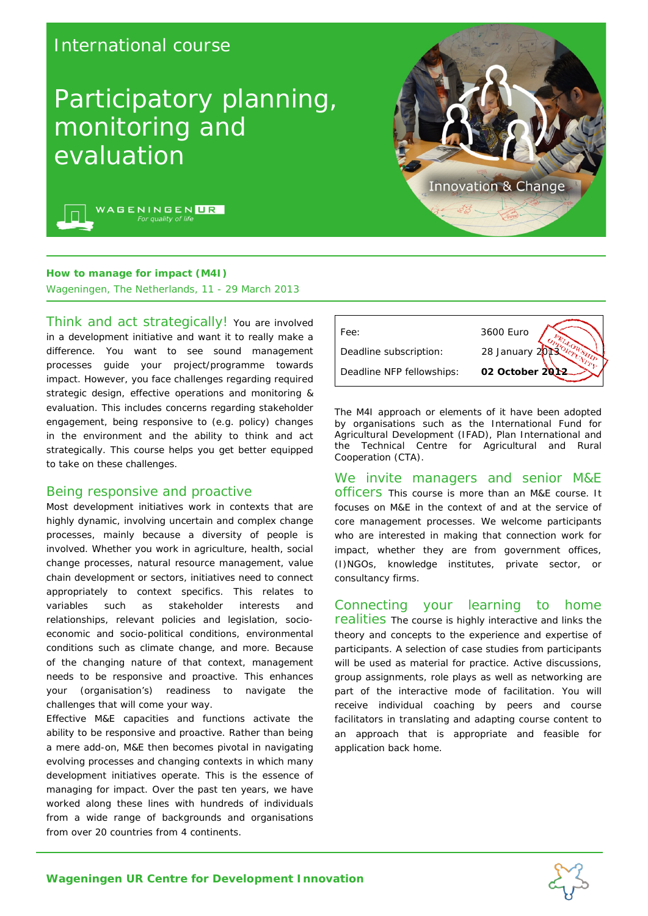International course

# Participatory planning, monitoring and evaluation

WAGENINGEN UR
*For quality of life*

Innovation & Change

**How to manage for impact (M4I)**
Wageningen, The Netherlands, 11 - 29 March 2013

## Think and act strategically!

You are involved in a development initiative and want it to really make a difference. You want to see sound management processes guide your project/programme towards impact. However, you face challenges regarding required strategic design, effective operations and monitoring & evaluation. This includes concerns regarding stakeholder engagement, being responsive to (e.g. policy) changes in the environment and the ability to think and act strategically. This course helps you get better equipped to take on these challenges.

## Being responsive and proactive

Most development initiatives work in contexts that are highly dynamic, involving uncertain and complex change processes, mainly because a diversity of people is involved. Whether you work in agriculture, health, social change processes, natural resource management, value chain development or sectors, initiatives need to connect appropriately to context specifics. This relates to variables such as stakeholder interests and relationships, relevant policies and legislation, socio-economic and socio-political conditions, environmental conditions such as climate change, and more. Because of the changing nature of that context, management needs to be responsive and proactive. This enhances your (organisation's) readiness to navigate the challenges that will come your way.

Effective M&E capacities and functions activate the ability to be responsive and proactive. Rather than being a mere add-on, M&E then becomes pivotal in navigating evolving processes and changing contexts in which many development initiatives operate. This is the essence of managing for impact. Over the past ten years, we have worked along these lines with hundreds of individuals from a wide range of backgrounds and organisations from over 20 countries from 4 continents.

| | |
|---|---|
| Fee: | 3600 Euro |
| Deadline subscription: | 28 January 2013 |
| Deadline NFP fellowships: | **02 October 2012** |

FELLOWSHIP OPPORTUNITY

The M4I approach or elements of it have been adopted by organisations such as the International Fund for Agricultural Development (IFAD), Plan International and the Technical Centre for Agricultural and Rural Cooperation (CTA).

## We invite managers and senior M&E officers

This course is more than an M&E course. It focuses on M&E in the context of and at the service of core management processes. We welcome participants who are interested in making that connection work for impact, whether they are from government offices, (I)NGOs, knowledge institutes, private sector, or consultancy firms.

## Connecting your learning to home realities

The course is highly interactive and links the theory and concepts to the experience and expertise of participants. A selection of case studies from participants will be used as material for practice. Active discussions, group assignments, role plays as well as networking are part of the interactive mode of facilitation. You will receive individual coaching by peers and course facilitators in translating and adapting course content to an approach that is appropriate and feasible for application back home.

**Wageningen UR Centre for Development Innovation**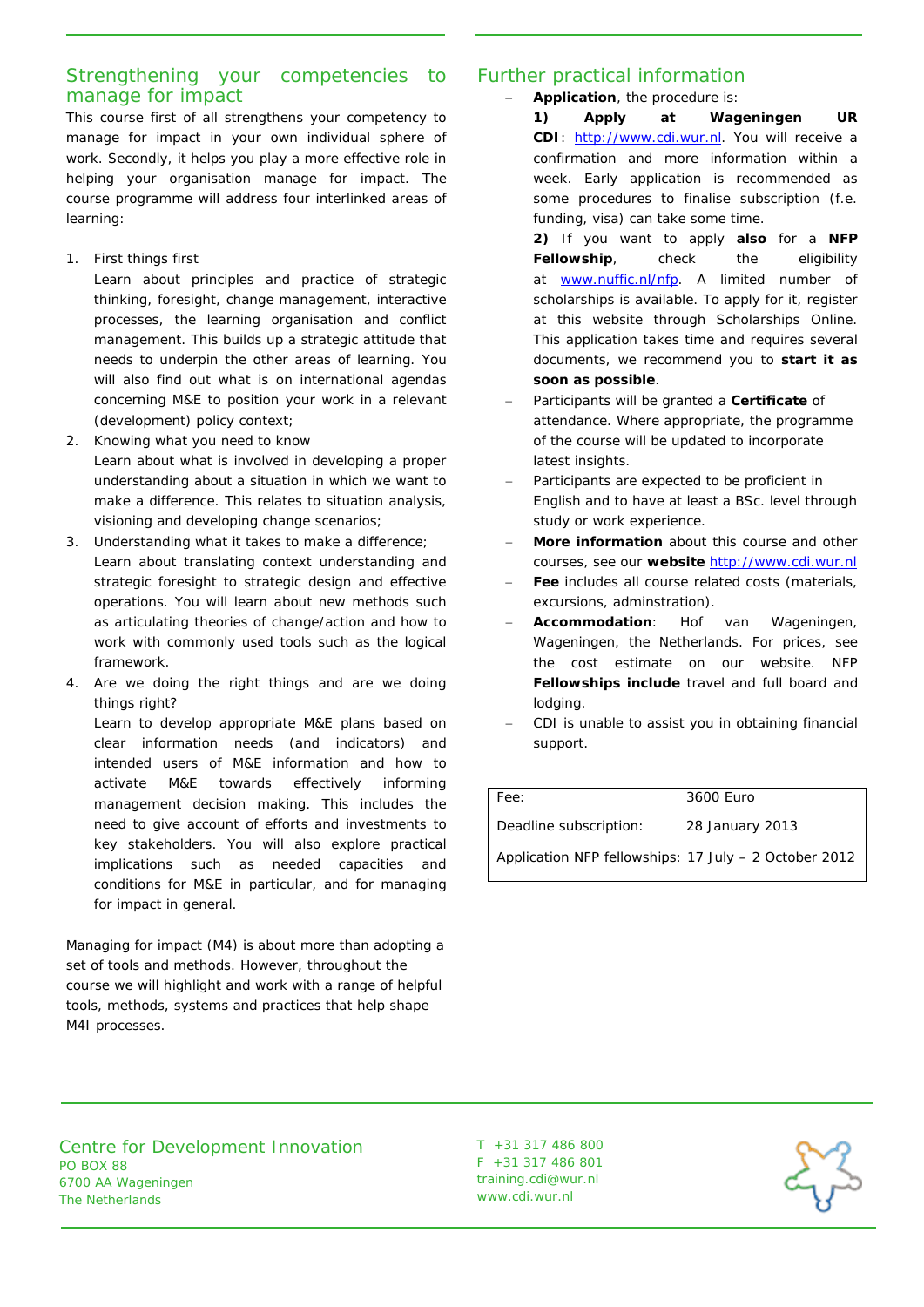## Strengthening your competencies to manage for impact

This course first of all strengthens your competency to manage for impact in your own individual sphere of work. Secondly, it helps you play a more effective role in helping your organisation manage for impact. The course programme will address four interlinked areas of learning:

1. First things first
   Learn about principles and practice of strategic thinking, foresight, change management, interactive processes, the learning organisation and conflict management. This builds up a strategic attitude that needs to underpin the other areas of learning. You will also find out what is on international agendas concerning M&E to position your work in a relevant (development) policy context;
2. Knowing what you need to know
   Learn about what is involved in developing a proper understanding about a situation in which we want to make a difference. This relates to situation analysis, visioning and developing change scenarios;
3. Understanding what it takes to make a difference;
   Learn about translating context understanding and strategic foresight to strategic design and effective operations. You will learn about new methods such as articulating theories of change/action and how to work with commonly used tools such as the logical framework.
4. Are we doing the right things and are we doing things right?
   Learn to develop appropriate M&E plans based on clear information needs (and indicators) and intended users of M&E information and how to activate M&E towards effectively informing management decision making. This includes the need to give account of efforts and investments to key stakeholders. You will also explore practical implications such as needed capacities and conditions for M&E in particular, and for managing for impact in general.

Managing for impact (M4) is about more than adopting a set of tools and methods. However, throughout the course we will highlight and work with a range of helpful tools, methods, systems and practices that help shape M4I processes.

## Further practical information

- **Application**, the procedure is:
  **1) Apply at Wageningen UR CDI**: http://www.cdi.wur.nl. You will receive a confirmation and more information within a week. Early application is recommended as some procedures to finalise subscription (f.e. funding, visa) can take some time.
  **2)** If you want to apply **also** for a **NFP Fellowship**, check the eligibility at www.nuffic.nl/nfp. A limited number of scholarships is available. To apply for it, register at this website through Scholarships Online. This application takes time and requires several documents, we recommend you to **start it as soon as possible**.
- Participants will be granted a **Certificate** of attendance. Where appropriate, the programme of the course will be updated to incorporate latest insights.
- Participants are expected to be proficient in English and to have at least a BSc. level through study or work experience.
- **More information** about this course and other courses, see our **website** http://www.cdi.wur.nl
- **Fee** includes all course related costs (materials, excursions, adminstration).
- **Accommodation**: Hof van Wageningen, Wageningen, the Netherlands. For prices, see the cost estimate on our website. NFP **Fellowships include** travel and full board and lodging.
- CDI is unable to assist you in obtaining financial support.

| | |
|---|---|
| Fee: | 3600 Euro |
| Deadline subscription: | 28 January 2013 |
| Application NFP fellowships: | 17 July – 2 October 2012 |

Centre for Development Innovation
PO BOX 88
6700 AA Wageningen
The Netherlands

T +31 317 486 800
F +31 317 486 801
training.cdi@wur.nl
www.cdi.wur.nl